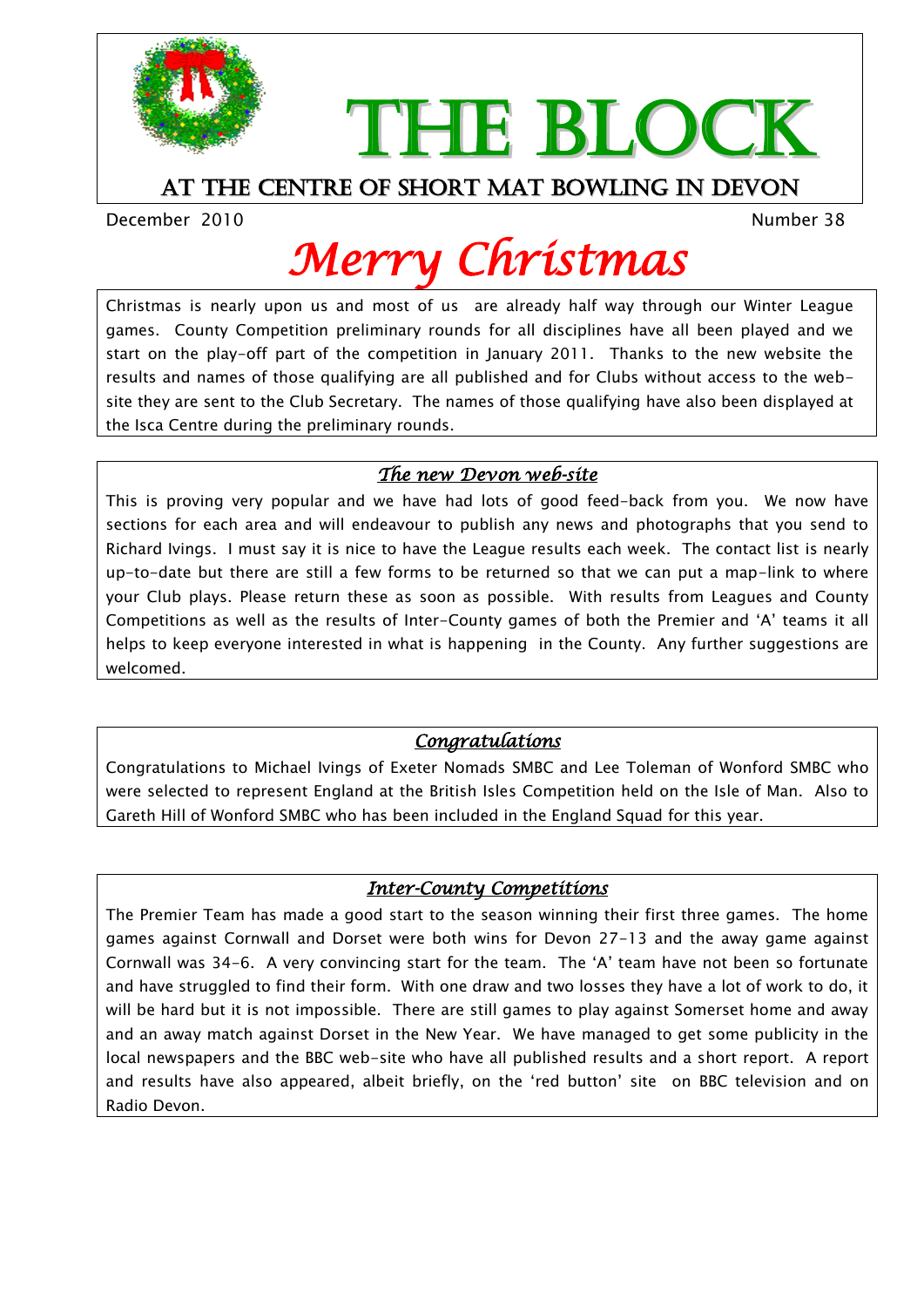# THE BLOCK

## AT THE CENTRE OF SHORT MAT BOWLING IN DEVON

December 2010 Number 38

# *Merry Christmas*

Christmas is nearly upon us and most of us are already half way through our Winter League games. County Competition preliminary rounds for all disciplines have all been played and we start on the play-off part of the competition in January 2011. Thanks to the new website the results and names of those qualifying are all published and for Clubs without access to the web-site they are sent to the Club Secretary. The names of those qualifying have also been displayed at the Isca Centre during the preliminary rounds.

### *The new Devon web-site*

This is proving very popular and we have had lots of good feed-back from you. We now have sections for each area and will endeavour to publish any news and photographs that you send to Richard Ivings. I must say it is nice to have the League results each week. The contact list is nearly up-to-date but there are still a few forms to be returned so that we can put a map-link to where your Club plays. Please return these as soon as possible. With results from Leagues and County Competitions as well as the results of Inter-County games of both the Premier and 'A' teams it all helps to keep everyone interested in what is happening in the County. Any further suggestions are welcomed.

### *Congratulations*

Congratulations to Michael Ivings of Exeter Nomads SMBC and Lee Toleman of Wonford SMBC who were selected to represent England at the British Isles Competition held on the Isle of Man. Also to Gareth Hill of Wonford SMBC who has been included in the England Squad for this year.

### *Inter-County Competitions*

The Premier Team has made a good start to the season winning their first three games. The home games against Cornwall and Dorset were both wins for Devon 27-13 and the away game against Cornwall was 34-6. A very convincing start for the team. The 'A' team have not been so fortunate and have struggled to find their form. With one draw and two losses they have a lot of work to do, it will be hard but it is not impossible. There are still games to play against Somerset home and away and an away match against Dorset in the New Year. We have managed to get some publicity in the local newspapers and the BBC web-site who have all published results and a short report. A report and results have also appeared, albeit briefly, on the 'red button' site on BBC television and on Radio Devon.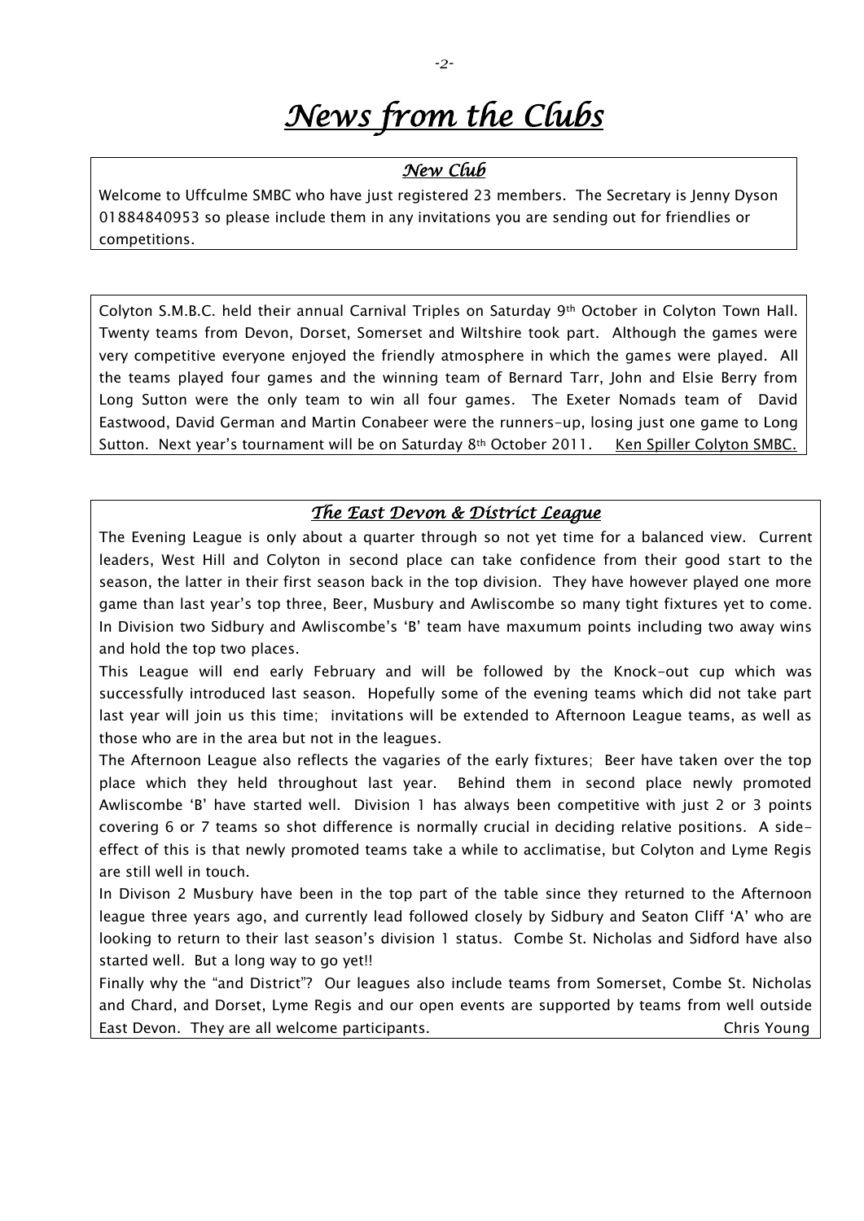# *News from the Clubs*

## *New Club*

Welcome to Uffculme SMBC who have just registered 23 members. The Secretary is Jenny Dyson 01884840953 so please include them in any invitations you are sending out for friendlies or competitions.

Colyton S.M.B.C. held their annual Carnival Triples on Saturday 9th October in Colyton Town Hall. Twenty teams from Devon, Dorset, Somerset and Wiltshire took part. Although the games were very competitive everyone enjoyed the friendly atmosphere in which the games were played. All the teams played four games and the winning team of Bernard Tarr, John and Elsie Berry from Long Sutton were the only team to win all four games. The Exeter Nomads team of David Eastwood, David German and Martin Conabeer were the runners-up, losing just one game to Long Sutton. Next year's tournament will be on Saturday 8th October 2011. Ken Spiller Colyton SMBC.

## *The East Devon & District League*

The Evening League is only about a quarter through so not yet time for a balanced view. Current leaders, West Hill and Colyton in second place can take confidence from their good start to the season, the latter in their first season back in the top division. They have however played one more game than last year's top three, Beer, Musbury and Awliscombe so many tight fixtures yet to come. In Division two Sidbury and Awliscombe's 'B' team have maxumum points including two away wins and hold the top two places.

This League will end early February and will be followed by the Knock-out cup which was successfully introduced last season. Hopefully some of the evening teams which did not take part last year will join us this time; invitations will be extended to Afternoon League teams, as well as those who are in the area but not in the leagues.

The Afternoon League also reflects the vagaries of the early fixtures; Beer have taken over the top place which they held throughout last year. Behind them in second place newly promoted Awliscombe 'B' have started well. Division 1 has always been competitive with just 2 or 3 points covering 6 or 7 teams so shot difference is normally crucial in deciding relative positions. A side-effect of this is that newly promoted teams take a while to acclimatise, but Colyton and Lyme Regis are still well in touch.

In Divison 2 Musbury have been in the top part of the table since they returned to the Afternoon league three years ago, and currently lead followed closely by Sidbury and Seaton Cliff 'A' who are looking to return to their last season's division 1 status. Combe St. Nicholas and Sidford have also started well. But a long way to go yet!!

Finally why the "and District"? Our leagues also include teams from Somerset, Combe St. Nicholas and Chard, and Dorset, Lyme Regis and our open events are supported by teams from well outside East Devon. They are all welcome participants.

Chris Young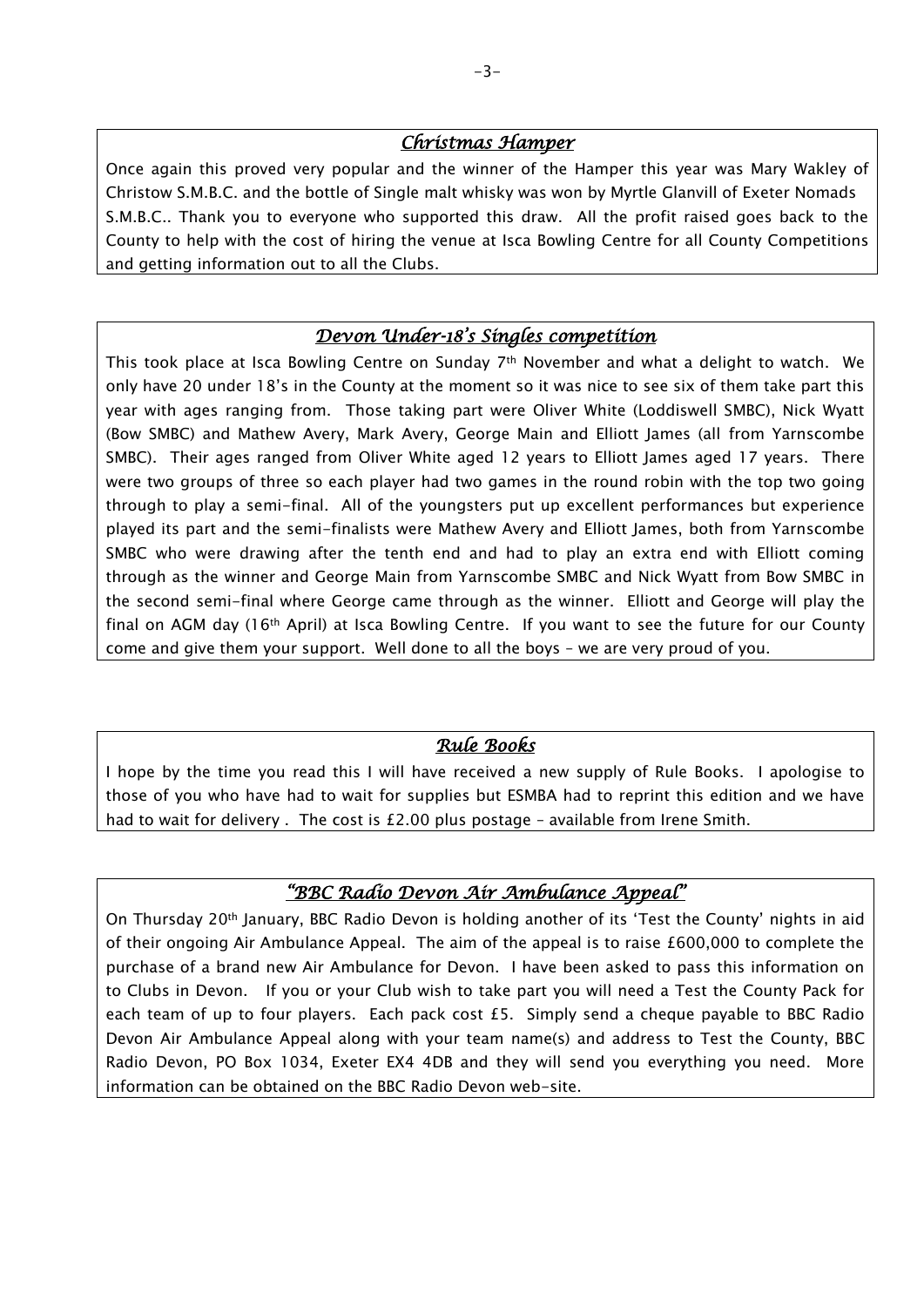## *Christmas Hamper*

Once again this proved very popular and the winner of the Hamper this year was Mary Wakley of Christow S.M.B.C. and the bottle of Single malt whisky was won by Myrtle Glanvill of Exeter Nomads S.M.B.C.. Thank you to everyone who supported this draw. All the profit raised goes back to the County to help with the cost of hiring the venue at Isca Bowling Centre for all County Competitions and getting information out to all the Clubs.

## *Devon Under-18's Singles competition*

This took place at Isca Bowling Centre on Sunday 7th November and what a delight to watch. We only have 20 under 18's in the County at the moment so it was nice to see six of them take part this year with ages ranging from. Those taking part were Oliver White (Loddiswell SMBC), Nick Wyatt (Bow SMBC) and Mathew Avery, Mark Avery, George Main and Elliott James (all from Yarnscombe SMBC). Their ages ranged from Oliver White aged 12 years to Elliott James aged 17 years. There were two groups of three so each player had two games in the round robin with the top two going through to play a semi-final. All of the youngsters put up excellent performances but experience played its part and the semi-finalists were Mathew Avery and Elliott James, both from Yarnscombe SMBC who were drawing after the tenth end and had to play an extra end with Elliott coming through as the winner and George Main from Yarnscombe SMBC and Nick Wyatt from Bow SMBC in the second semi-final where George came through as the winner. Elliott and George will play the final on AGM day (16th April) at Isca Bowling Centre. If you want to see the future for our County come and give them your support. Well done to all the boys – we are very proud of you.

## *Rule Books*

I hope by the time you read this I will have received a new supply of Rule Books. I apologise to those of you who have had to wait for supplies but ESMBA had to reprint this edition and we have had to wait for delivery . The cost is £2.00 plus postage – available from Irene Smith.

## *"BBC Radio Devon Air Ambulance Appeal"*

On Thursday 20th January, BBC Radio Devon is holding another of its 'Test the County' nights in aid of their ongoing Air Ambulance Appeal. The aim of the appeal is to raise £600,000 to complete the purchase of a brand new Air Ambulance for Devon. I have been asked to pass this information on to Clubs in Devon. If you or your Club wish to take part you will need a Test the County Pack for each team of up to four players. Each pack cost £5. Simply send a cheque payable to BBC Radio Devon Air Ambulance Appeal along with your team name(s) and address to Test the County, BBC Radio Devon, PO Box 1034, Exeter EX4 4DB and they will send you everything you need. More information can be obtained on the BBC Radio Devon web-site.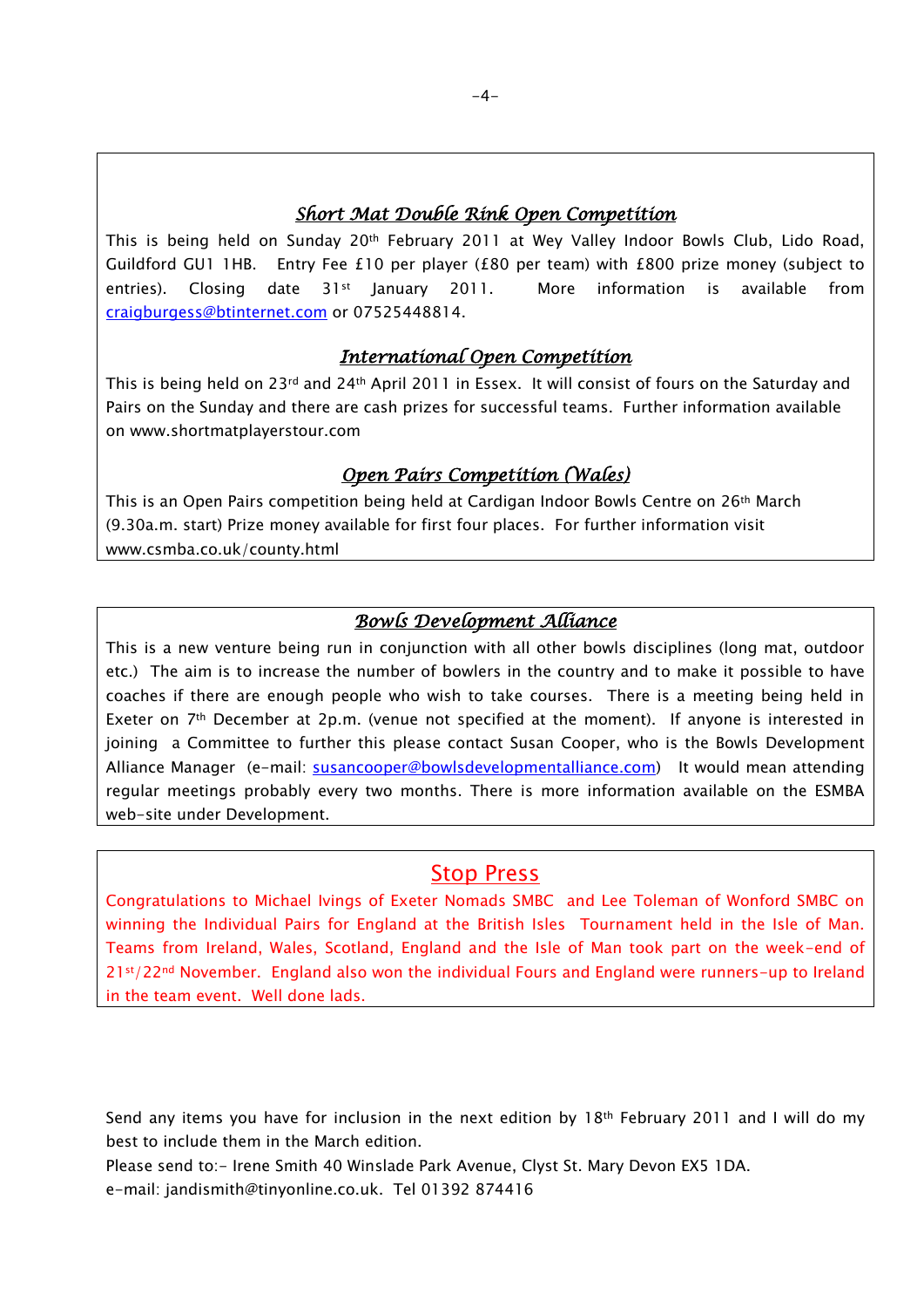## *Short Mat Double Rink Open Competition*

This is being held on Sunday 20th February 2011 at Wey Valley Indoor Bowls Club, Lido Road, Guildford GU1 1HB. Entry Fee £10 per player (£80 per team) with £800 prize money (subject to entries). Closing date 31st January 2011. More information is available from craigburgess@btinternet.com or 07525448814.

## *International Open Competition*

This is being held on 23rd and 24th April 2011 in Essex. It will consist of fours on the Saturday and Pairs on the Sunday and there are cash prizes for successful teams. Further information available on www.shortmatplayerstour.com

## *Open Pairs Competition (Wales)*

This is an Open Pairs competition being held at Cardigan Indoor Bowls Centre on 26th March (9.30a.m. start) Prize money available for first four places. For further information visit www.csmba.co.uk/county.html

## *Bowls Development Alliance*

This is a new venture being run in conjunction with all other bowls disciplines (long mat, outdoor etc.) The aim is to increase the number of bowlers in the country and to make it possible to have coaches if there are enough people who wish to take courses. There is a meeting being held in Exeter on 7th December at 2p.m. (venue not specified at the moment). If anyone is interested in joining a Committee to further this please contact Susan Cooper, who is the Bowls Development Alliance Manager (e-mail: susancooper@bowlsdevelopmentalliance.com) It would mean attending regular meetings probably every two months. There is more information available on the ESMBA web-site under Development.

## Stop Press

Congratulations to Michael Ivings of Exeter Nomads SMBC and Lee Toleman of Wonford SMBC on winning the Individual Pairs for England at the British Isles Tournament held in the Isle of Man. Teams from Ireland, Wales, Scotland, England and the Isle of Man took part on the week-end of 21st/22nd November. England also won the individual Fours and England were runners-up to Ireland in the team event. Well done lads.

Send any items you have for inclusion in the next edition by 18th February 2011 and I will do my best to include them in the March edition.

Please send to:- Irene Smith 40 Winslade Park Avenue, Clyst St. Mary Devon EX5 1DA.

e-mail: jandismith@tinyonline.co.uk. Tel 01392 874416